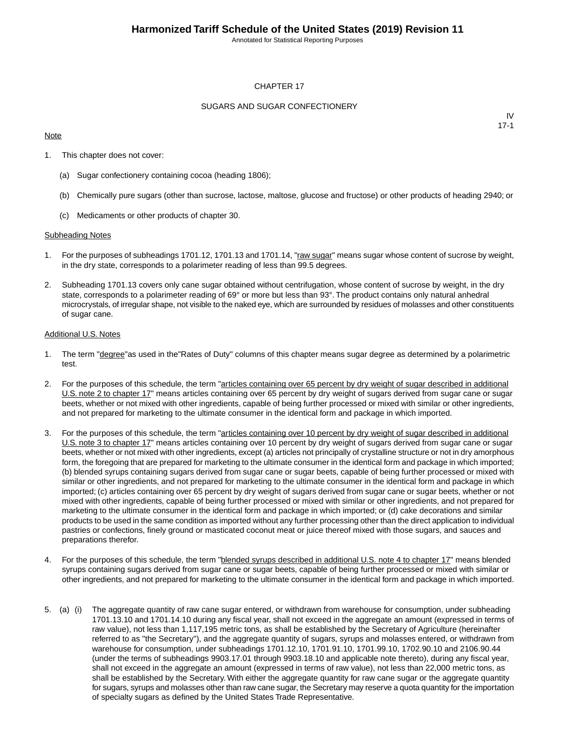# CHAPTER 17

## SUGARS AND SUGAR CONFECTIONERY

IV
17-1

Note

1. This chapter does not cover:

   (a) Sugar confectionery containing cocoa (heading 1806);

   (b) Chemically pure sugars (other than sucrose, lactose, maltose, glucose and fructose) or other products of heading 2940; or

   (c) Medicaments or other products of chapter 30.

Subheading Notes

1. For the purposes of subheadings 1701.12, 1701.13 and 1701.14, "raw sugar" means sugar whose content of sucrose by weight, in the dry state, corresponds to a polarimeter reading of less than 99.5 degrees.

2. Subheading 1701.13 covers only cane sugar obtained without centrifugation, whose content of sucrose by weight, in the dry state, corresponds to a polarimeter reading of 69° or more but less than 93°. The product contains only natural anhedral microcrystals, of irregular shape, not visible to the naked eye, which are surrounded by residues of molasses and other constituents of sugar cane.

Additional U.S. Notes

1. The term "degree"as used in the"Rates of Duty" columns of this chapter means sugar degree as determined by a polarimetric test.

2. For the purposes of this schedule, the term "articles containing over 65 percent by dry weight of sugar described in additional U.S. note 2 to chapter 17" means articles containing over 65 percent by dry weight of sugars derived from sugar cane or sugar beets, whether or not mixed with other ingredients, capable of being further processed or mixed with similar or other ingredients, and not prepared for marketing to the ultimate consumer in the identical form and package in which imported.

3. For the purposes of this schedule, the term "articles containing over 10 percent by dry weight of sugar described in additional U.S. note 3 to chapter 17" means articles containing over 10 percent by dry weight of sugars derived from sugar cane or sugar beets, whether or not mixed with other ingredients, except (a) articles not principally of crystalline structure or not in dry amorphous form, the foregoing that are prepared for marketing to the ultimate consumer in the identical form and package in which imported; (b) blended syrups containing sugars derived from sugar cane or sugar beets, capable of being further processed or mixed with similar or other ingredients, and not prepared for marketing to the ultimate consumer in the identical form and package in which imported; (c) articles containing over 65 percent by dry weight of sugars derived from sugar cane or sugar beets, whether or not mixed with other ingredients, capable of being further processed or mixed with similar or other ingredients, and not prepared for marketing to the ultimate consumer in the identical form and package in which imported; or (d) cake decorations and similar products to be used in the same condition as imported without any further processing other than the direct application to individual pastries or confections, finely ground or masticated coconut meat or juice thereof mixed with those sugars, and sauces and preparations therefor.

4. For the purposes of this schedule, the term "blended syrups described in additional U.S. note 4 to chapter 17" means blended syrups containing sugars derived from sugar cane or sugar beets, capable of being further processed or mixed with similar or other ingredients, and not prepared for marketing to the ultimate consumer in the identical form and package in which imported.

5. (a) (i) The aggregate quantity of raw cane sugar entered, or withdrawn from warehouse for consumption, under subheading 1701.13.10 and 1701.14.10 during any fiscal year, shall not exceed in the aggregate an amount (expressed in terms of raw value), not less than 1,117,195 metric tons, as shall be established by the Secretary of Agriculture (hereinafter referred to as "the Secretary"), and the aggregate quantity of sugars, syrups and molasses entered, or withdrawn from warehouse for consumption, under subheadings 1701.12.10, 1701.91.10, 1701.99.10, 1702.90.10 and 2106.90.44 (under the terms of subheadings 9903.17.01 through 9903.18.10 and applicable note thereto), during any fiscal year, shall not exceed in the aggregate an amount (expressed in terms of raw value), not less than 22,000 metric tons, as shall be established by the Secretary. With either the aggregate quantity for raw cane sugar or the aggregate quantity for sugars, syrups and molasses other than raw cane sugar, the Secretary may reserve a quota quantity for the importation of specialty sugars as defined by the United States Trade Representative.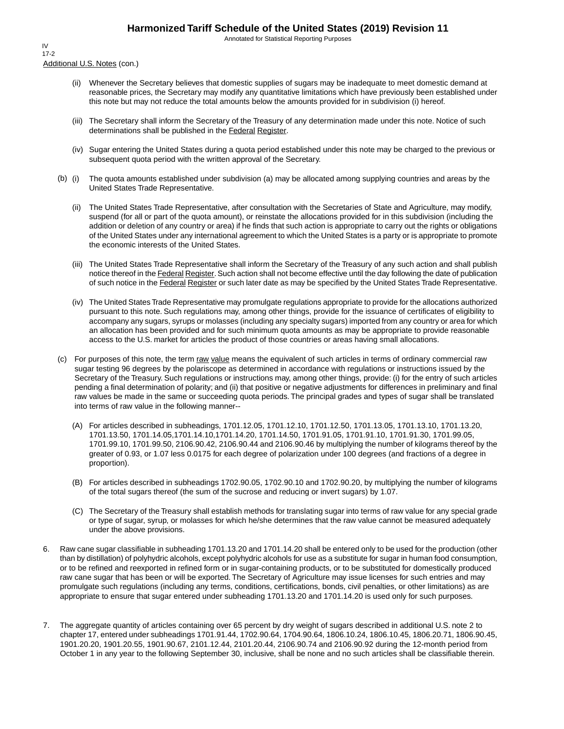IV
17-2

Additional U.S. Notes (con.)

(ii) Whenever the Secretary believes that domestic supplies of sugars may be inadequate to meet domestic demand at reasonable prices, the Secretary may modify any quantitative limitations which have previously been established under this note but may not reduce the total amounts below the amounts provided for in subdivision (i) hereof.

(iii) The Secretary shall inform the Secretary of the Treasury of any determination made under this note. Notice of such determinations shall be published in the Federal Register.

(iv) Sugar entering the United States during a quota period established under this note may be charged to the previous or subsequent quota period with the written approval of the Secretary.

(b) (i) The quota amounts established under subdivision (a) may be allocated among supplying countries and areas by the United States Trade Representative.

(ii) The United States Trade Representative, after consultation with the Secretaries of State and Agriculture, may modify, suspend (for all or part of the quota amount), or reinstate the allocations provided for in this subdivision (including the addition or deletion of any country or area) if he finds that such action is appropriate to carry out the rights or obligations of the United States under any international agreement to which the United States is a party or is appropriate to promote the economic interests of the United States.

(iii) The United States Trade Representative shall inform the Secretary of the Treasury of any such action and shall publish notice thereof in the Federal Register. Such action shall not become effective until the day following the date of publication of such notice in the Federal Register or such later date as may be specified by the United States Trade Representative.

(iv) The United States Trade Representative may promulgate regulations appropriate to provide for the allocations authorized pursuant to this note. Such regulations may, among other things, provide for the issuance of certificates of eligibility to accompany any sugars, syrups or molasses (including any specialty sugars) imported from any country or area for which an allocation has been provided and for such minimum quota amounts as may be appropriate to provide reasonable access to the U.S. market for articles the product of those countries or areas having small allocations.

(c) For purposes of this note, the term raw value means the equivalent of such articles in terms of ordinary commercial raw sugar testing 96 degrees by the polariscope as determined in accordance with regulations or instructions issued by the Secretary of the Treasury. Such regulations or instructions may, among other things, provide: (i) for the entry of such articles pending a final determination of polarity; and (ii) that positive or negative adjustments for differences in preliminary and final raw values be made in the same or succeeding quota periods. The principal grades and types of sugar shall be translated into terms of raw value in the following manner--

(A) For articles described in subheadings, 1701.12.05, 1701.12.10, 1701.12.50, 1701.13.05, 1701.13.10, 1701.13.20, 1701.13.50, 1701.14.05,1701.14.10,1701.14.20, 1701.14.50, 1701.91.05, 1701.91.10, 1701.91.30, 1701.99.05, 1701.99.10, 1701.99.50, 2106.90.42, 2106.90.44 and 2106.90.46 by multiplying the number of kilograms thereof by the greater of 0.93, or 1.07 less 0.0175 for each degree of polarization under 100 degrees (and fractions of a degree in proportion).

(B) For articles described in subheadings 1702.90.05, 1702.90.10 and 1702.90.20, by multiplying the number of kilograms of the total sugars thereof (the sum of the sucrose and reducing or invert sugars) by 1.07.

(C) The Secretary of the Treasury shall establish methods for translating sugar into terms of raw value for any special grade or type of sugar, syrup, or molasses for which he/she determines that the raw value cannot be measured adequately under the above provisions.

6. Raw cane sugar classifiable in subheading 1701.13.20 and 1701.14.20 shall be entered only to be used for the production (other than by distillation) of polyhydric alcohols, except polyhydric alcohols for use as a substitute for sugar in human food consumption, or to be refined and reexported in refined form or in sugar-containing products, or to be substituted for domestically produced raw cane sugar that has been or will be exported. The Secretary of Agriculture may issue licenses for such entries and may promulgate such regulations (including any terms, conditions, certifications, bonds, civil penalties, or other limitations) as are appropriate to ensure that sugar entered under subheading 1701.13.20 and 1701.14.20 is used only for such purposes.

7. The aggregate quantity of articles containing over 65 percent by dry weight of sugars described in additional U.S. note 2 to chapter 17, entered under subheadings 1701.91.44, 1702.90.64, 1704.90.64, 1806.10.24, 1806.10.45, 1806.20.71, 1806.90.45, 1901.20.20, 1901.20.55, 1901.90.67, 2101.12.44, 2101.20.44, 2106.90.74 and 2106.90.92 during the 12-month period from October 1 in any year to the following September 30, inclusive, shall be none and no such articles shall be classifiable therein.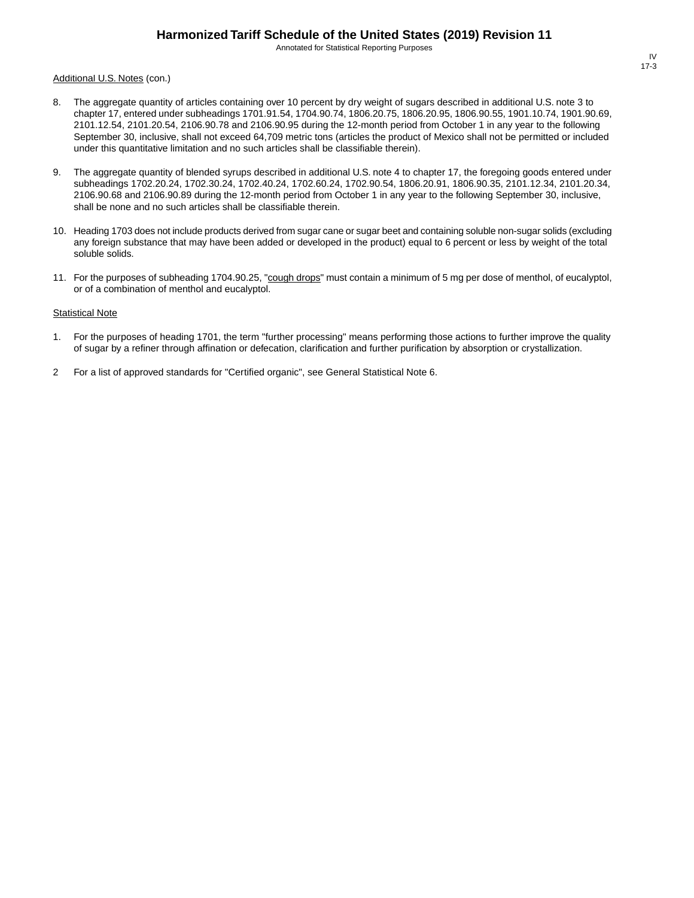<u>Additional U.S. Notes</u> (con.)

8. The aggregate quantity of articles containing over 10 percent by dry weight of sugars described in additional U.S. note 3 to chapter 17, entered under subheadings 1701.91.54, 1704.90.74, 1806.20.75, 1806.20.95, 1806.90.55, 1901.10.74, 1901.90.69, 2101.12.54, 2101.20.54, 2106.90.78 and 2106.90.95 during the 12-month period from October 1 in any year to the following September 30, inclusive, shall not exceed 64,709 metric tons (articles the product of Mexico shall not be permitted or included under this quantitative limitation and no such articles shall be classifiable therein).

9. The aggregate quantity of blended syrups described in additional U.S. note 4 to chapter 17, the foregoing goods entered under subheadings 1702.20.24, 1702.30.24, 1702.40.24, 1702.60.24, 1702.90.54, 1806.20.91, 1806.90.35, 2101.12.34, 2101.20.34, 2106.90.68 and 2106.90.89 during the 12-month period from October 1 in any year to the following September 30, inclusive, shall be none and no such articles shall be classifiable therein.

10. Heading 1703 does not include products derived from sugar cane or sugar beet and containing soluble non-sugar solids (excluding any foreign substance that may have been added or developed in the product) equal to 6 percent or less by weight of the total soluble solids.

11. For the purposes of subheading 1704.90.25, "<u>cough drops</u>" must contain a minimum of 5 mg per dose of menthol, of eucalyptol, or of a combination of menthol and eucalyptol.

<u>Statistical Note</u>

1. For the purposes of heading 1701, the term "further processing" means performing those actions to further improve the quality of sugar by a refiner through affination or defecation, clarification and further purification by absorption or crystallization.

2 For a list of approved standards for "Certified organic", see General Statistical Note 6.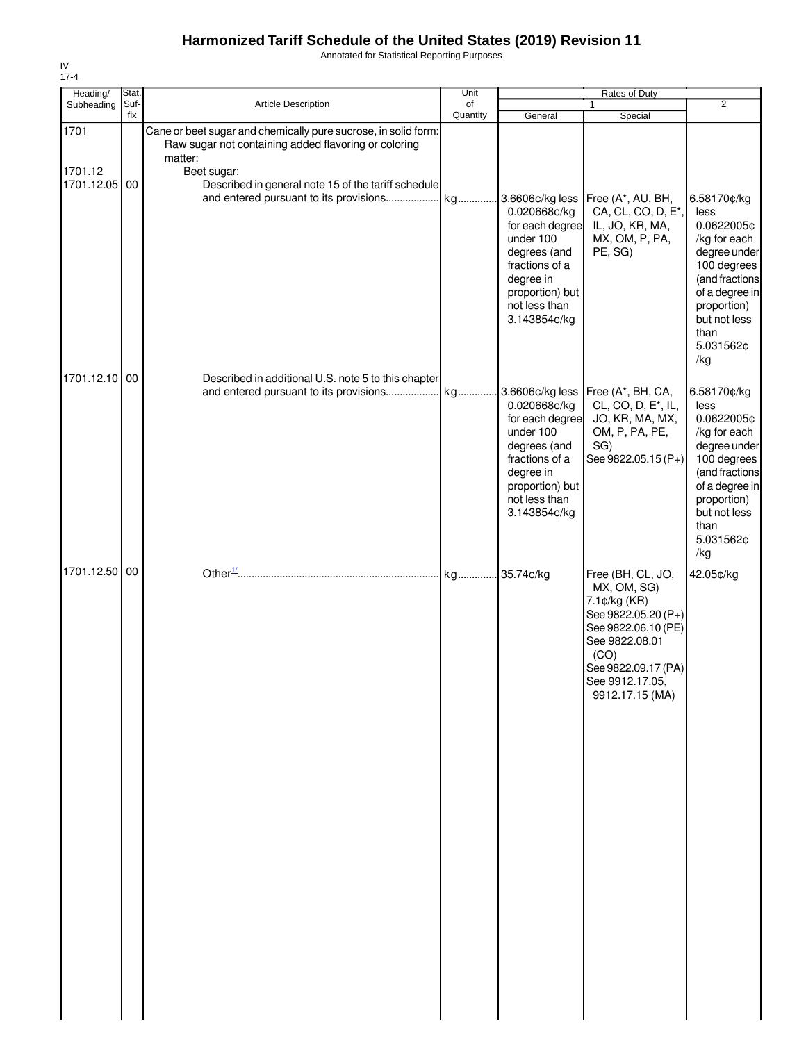# Harmonized Tariff Schedule of the United States (2019) Revision 11

Annotated for Statistical Reporting Purposes

IV
17-4

| Heading/ Subheading | Stat. Suf- fix | Article Description | Unit of Quantity | Rates of Duty 1 General | Special | 2 |
|---|---|---|---|---|---|---|
| 1701 | | Cane or beet sugar and chemically pure sucrose, in solid form: | | | | |
| | | Raw sugar not containing added flavoring or coloring matter: | | | | |
| 1701.12 | | Beet sugar: | | | | |
| 1701.12.05 | 00 | Described in general note 15 of the tariff schedule and entered pursuant to its provisions | kg | 3.6606¢/kg less 0.020668¢/kg for each degree under 100 degrees (and fractions of a degree in proportion) but not less than 3.143854¢/kg | Free (A*, AU, BH, CA, CL, CO, D, E*, IL, JO, KR, MA, MX, OM, P, PA, PE, SG) | 6.58170¢/kg less 0.0622005¢/kg for each degree under 100 degrees (and fractions of a degree in proportion) but not less than 5.031562¢/kg |
| 1701.12.10 | 00 | Described in additional U.S. note 5 to this chapter and entered pursuant to its provisions | kg | 3.6606¢/kg less 0.020668¢/kg for each degree under 100 degrees (and fractions of a degree in proportion) but not less than 3.143854¢/kg | Free (A*, BH, CA, CL, CO, D, E*, IL, JO, KR, MA, MX, OM, P, PA, PE, SG) See 9822.05.15 (P+) | 6.58170¢/kg less 0.0622005¢/kg for each degree under 100 degrees (and fractions of a degree in proportion) but not less than 5.031562¢/kg |
| 1701.12.50 | 00 | Other[1/] | kg | 35.74¢/kg | Free (BH, CL, JO, MX, OM, SG) 7.1¢/kg (KR) See 9822.05.20 (P+) See 9822.06.10 (PE) See 9822.08.01 (CO) See 9822.09.17 (PA) See 9912.17.05, 9912.17.15 (MA) | 42.05¢/kg |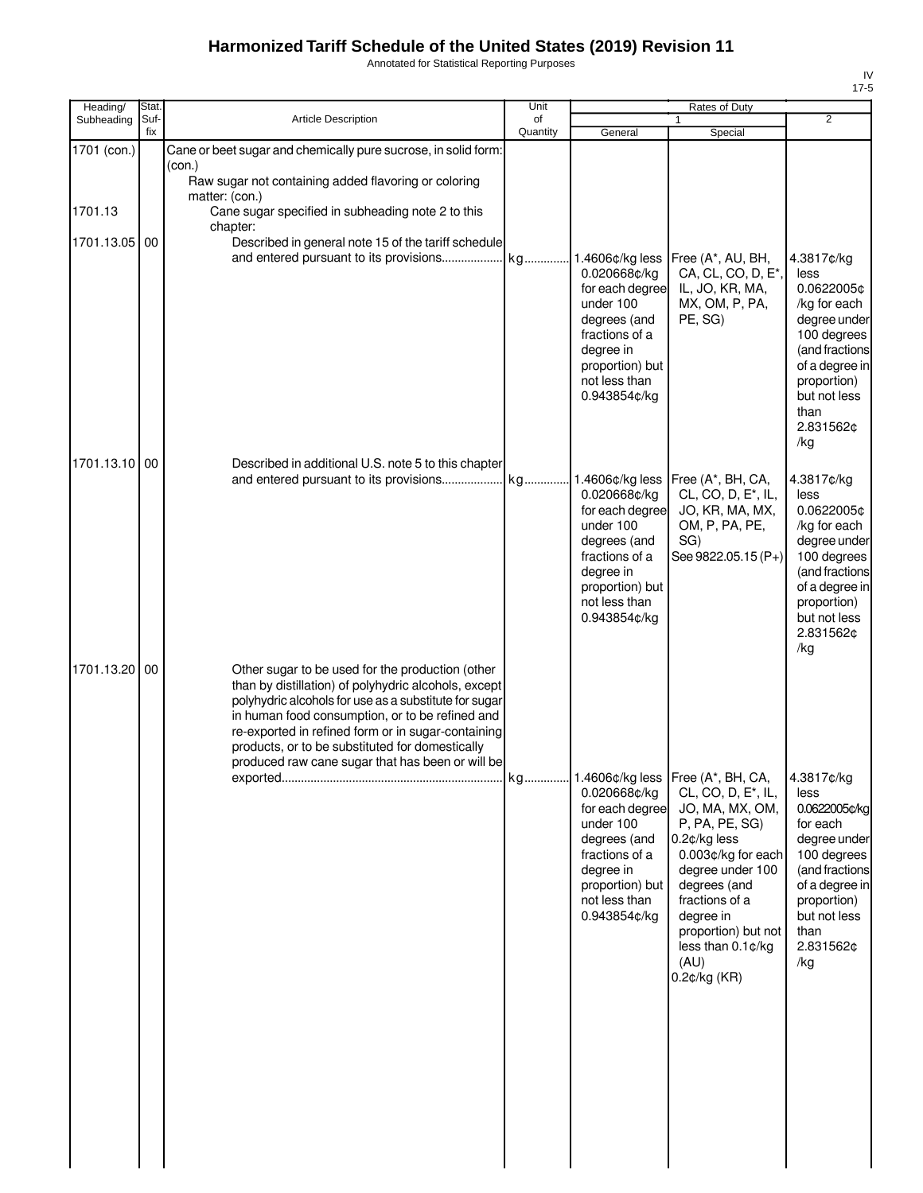# Harmonized Tariff Schedule of the United States (2019) Revision 11

Annotated for Statistical Reporting Purposes

IV
17-5

| Heading/ Subheading | Stat. Suf- fix | Article Description | Unit of Quantity | Rates of Duty 1 General | Rates of Duty 1 Special | Rates of Duty 2 |
|---|---|---|---|---|---|---|
| 1701 (con.) | | Cane or beet sugar and chemically pure sucrose, in solid form: (con.) | | | | |
| | | Raw sugar not containing added flavoring or coloring matter: (con.) | | | | |
| 1701.13 | | Cane sugar specified in subheading note 2 to this chapter: | | | | |
| 1701.13.05 | 00 | Described in general note 15 of the tariff schedule and entered pursuant to its provisions | kg | 1.4606¢/kg less 0.020668¢/kg for each degree under 100 degrees (and fractions of a degree in proportion) but not less than 0.943854¢/kg | Free (A*, AU, BH, CA, CL, CO, D, E*, IL, JO, KR, MA, MX, OM, P, PA, PE, SG) | 4.3817¢/kg less 0.0622005¢/kg for each degree under 100 degrees (and fractions of a degree in proportion) but not less than 2.831562¢/kg |
| 1701.13.10 | 00 | Described in additional U.S. note 5 to this chapter and entered pursuant to its provisions | kg | 1.4606¢/kg less 0.020668¢/kg for each degree under 100 degrees (and fractions of a degree in proportion) but not less than 0.943854¢/kg | Free (A*, BH, CA, CL, CO, D, E*, IL, JO, KR, MA, MX, OM, P, PA, PE, SG)<br>See 9822.05.15 (P+) | 4.3817¢/kg less 0.0622005¢/kg for each degree under 100 degrees (and fractions of a degree in proportion) but not less than 2.831562¢/kg |
| 1701.13.20 | 00 | Other sugar to be used for the production (other than by distillation) of polyhydric alcohols, except polyhydric alcohols for use as a substitute for sugar in human food consumption, or to be refined and re-exported in refined form or in sugar-containing products, or to be substituted for domestically produced raw cane sugar that has been or will be exported | kg | 1.4606¢/kg less 0.020668¢/kg for each degree under 100 degrees (and fractions of a degree in proportion) but not less than 0.943854¢/kg | Free (A*, BH, CA, CL, CO, D, E*, IL, JO, MA, MX, OM, P, PA, PE, SG)<br>0.2¢/kg less 0.003¢/kg for each degree under 100 degrees (and fractions of a degree in proportion) but not less than 0.1¢/kg (AU)<br>0.2¢/kg (KR) | 4.3817¢/kg less 0.0622005¢/kg for each degree under 100 degrees (and fractions of a degree in proportion) but not less than 2.831562¢/kg |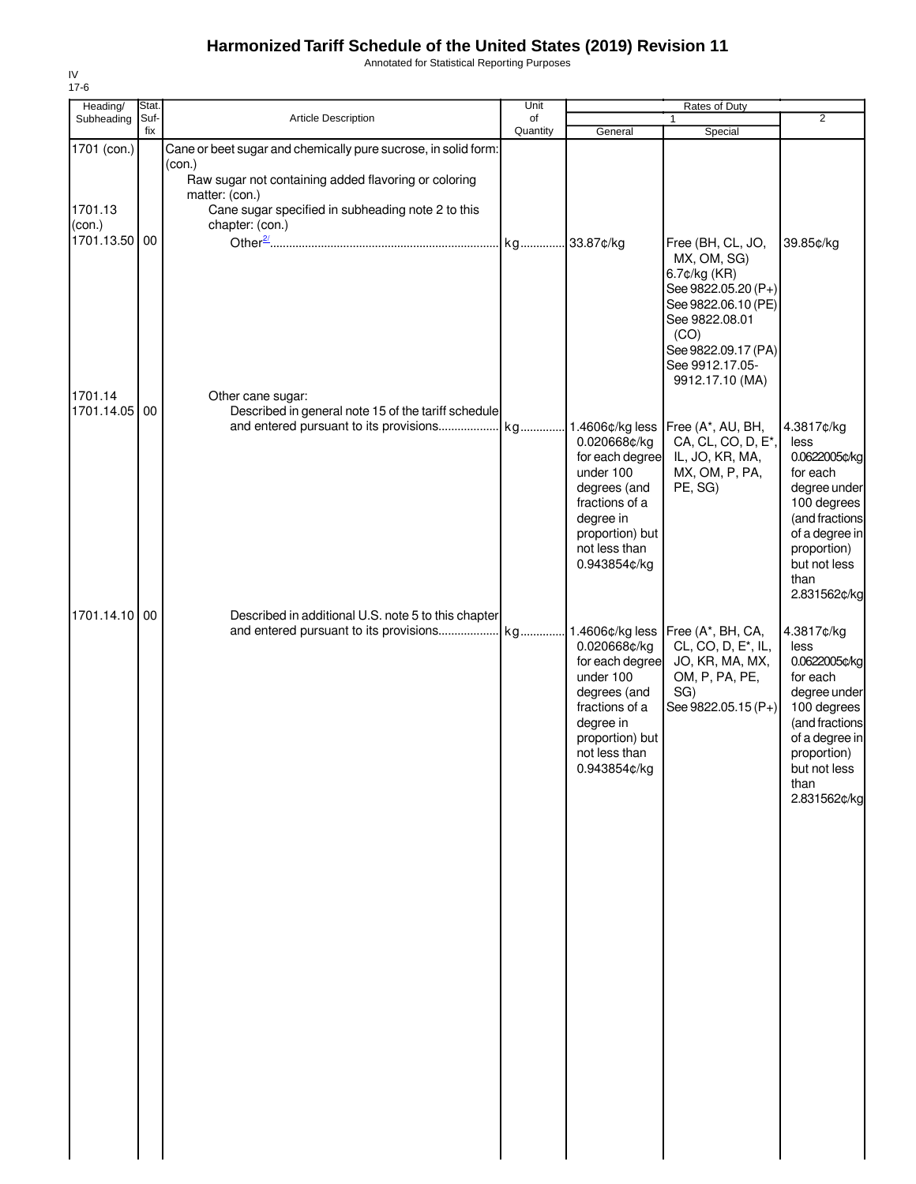# Harmonized Tariff Schedule of the United States (2019) Revision 11

Annotated for Statistical Reporting Purposes

IV
17-6

| Heading/ Subheading | Stat. Suf- fix | Article Description | Unit of Quantity | Rates of Duty 1 General | Special | 2 |
|---|---|---|---|---|---|---|
| 1701 (con.) | | Cane or beet sugar and chemically pure sucrose, in solid form: (con.) | | | | |
| | | Raw sugar not containing added flavoring or coloring matter: (con.) | | | | |
| 1701.13 (con.) | | Cane sugar specified in subheading note 2 to this chapter: (con.) | | | | |
| 1701.13.50 | 00 | Other[2/] | kg | 33.87¢/kg | Free (BH, CL, JO, MX, OM, SG) 6.7¢/kg (KR) See 9822.05.20 (P+) See 9822.06.10 (PE) See 9822.08.01 (CO) See 9822.09.17 (PA) See 9912.17.05-9912.17.10 (MA) | 39.85¢/kg |
| 1701.14 | | Other cane sugar: | | | | |
| 1701.14.05 | 00 | Described in general note 15 of the tariff schedule and entered pursuant to its provisions | kg | 1.4606¢/kg less 0.020668¢/kg for each degree under 100 degrees (and fractions of a degree in proportion) but not less than 0.943854¢/kg | Free (A*, AU, BH, CA, CL, CO, D, E*, IL, JO, KR, MA, MX, OM, P, PA, PE, SG) | 4.3817¢/kg less 0.0622005¢/kg for each degree under 100 degrees (and fractions of a degree in proportion) but not less than 2.831562¢/kg |
| 1701.14.10 | 00 | Described in additional U.S. note 5 to this chapter and entered pursuant to its provisions | kg | 1.4606¢/kg less 0.020668¢/kg for each degree under 100 degrees (and fractions of a degree in proportion) but not less than 0.943854¢/kg | Free (A*, BH, CA, CL, CO, D, E*, IL, JO, KR, MA, MX, OM, P, PA, PE, SG) See 9822.05.15 (P+) | 4.3817¢/kg less 0.0622005¢/kg for each degree under 100 degrees (and fractions of a degree in proportion) but not less than 2.831562¢/kg |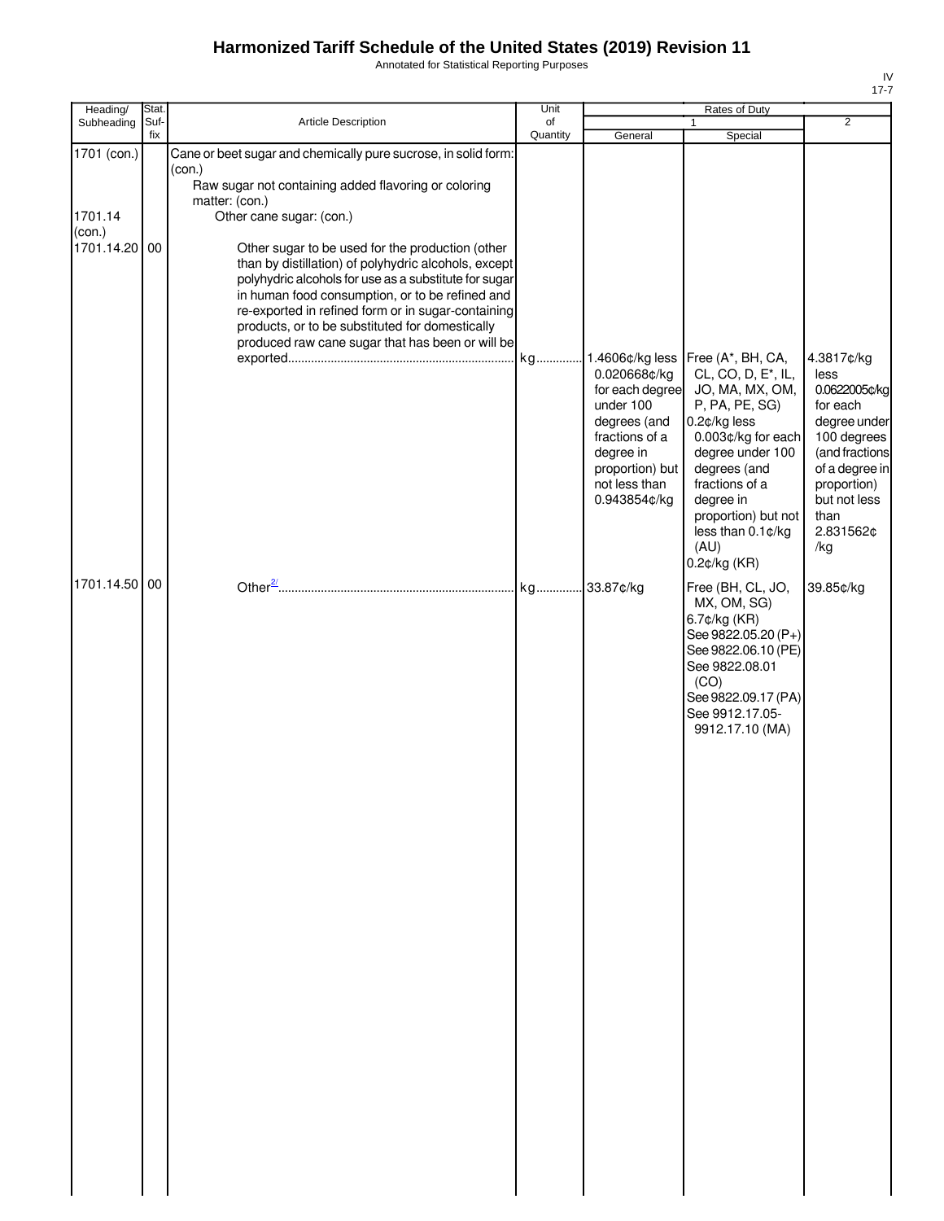# Harmonized Tariff Schedule of the United States (2019) Revision 11

Annotated for Statistical Reporting Purposes

IV
17-7

| Heading/ Subheading | Stat. Suf-fix | Article Description | Unit of Quantity | Rates of Duty 1 General | Rates of Duty 1 Special | Rates of Duty 2 |
|---|---|---|---|---|---|---|
| 1701 (con.) | | Cane or beet sugar and chemically pure sucrose, in solid form: (con.) | | | | |
| | | Raw sugar not containing added flavoring or coloring matter: (con.) | | | | |
| 1701.14 (con.) | | Other cane sugar: (con.) | | | | |
| 1701.14.20 | 00 | Other sugar to be used for the production (other than by distillation) of polyhydric alcohols, except polyhydric alcohols for use as a substitute for sugar in human food consumption, or to be refined and re-exported in refined form or in sugar-containing products, or to be substituted for domestically produced raw cane sugar that has been or will be exported | kg | 1.4606¢/kg less 0.020668¢/kg for each degree under 100 degrees (and fractions of a degree in proportion) but not less than 0.943854¢/kg | Free (A*, BH, CA, CL, CO, D, E*, IL, JO, MA, MX, OM, P, PA, PE, SG)<br>0.2¢/kg less 0.003¢/kg for each degree under 100 degrees (and fractions of a degree in proportion) but not less than 0.1¢/kg (AU)<br>0.2¢/kg (KR) | 4.3817¢/kg less 0.0622005¢/kg for each degree under 100 degrees (and fractions of a degree in proportion) but not less than 2.831562¢/kg |
| 1701.14.50 | 00 | Other[2/] | kg | 33.87¢/kg | Free (BH, CL, JO, MX, OM, SG)<br>6.7¢/kg (KR)<br>See 9822.05.20 (P+)<br>See 9822.06.10 (PE)<br>See 9822.08.01 (CO)<br>See 9822.09.17 (PA)<br>See 9912.17.05-9912.17.10 (MA) | 39.85¢/kg |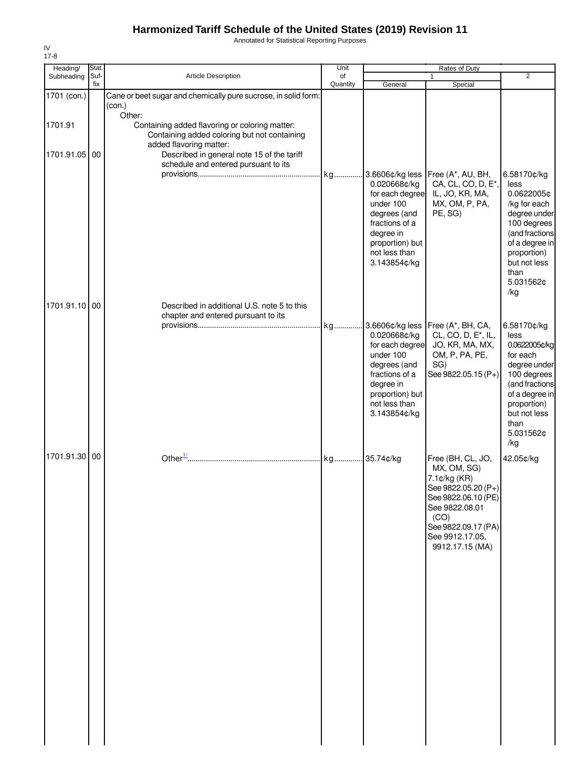# Harmonized Tariff Schedule of the United States (2019) Revision 11

Annotated for Statistical Reporting Purposes

IV
17-8

| Heading/ Subheading | Stat. Suf- fix | Article Description | Unit of Quantity | Rates of Duty 1 General | Special | 2 |
|---|---|---|---|---|---|---|
| 1701 (con.) | | Cane or beet sugar and chemically pure sucrose, in solid form: (con.) | | | | |
| | | Other: | | | | |
| 1701.91 | | Containing added flavoring or coloring matter: | | | | |
| | | Containing added coloring but not containing added flavoring matter: | | | | |
| 1701.91.05 | 00 | Described in general note 15 of the tariff schedule and entered pursuant to its provisions | kg | 3.6606¢/kg less 0.020668¢/kg for each degree under 100 degrees (and fractions of a degree in proportion) but not less than 3.143854¢/kg | Free (A*, AU, BH, CA, CL, CO, D, E*, IL, JO, KR, MA, MX, OM, P, PA, PE, SG) | 6.58170¢/kg less 0.0622005¢ /kg for each degree under 100 degrees (and fractions of a degree in proportion) but not less than 5.031562¢ /kg |
| 1701.91.10 | 00 | Described in additional U.S. note 5 to this chapter and entered pursuant to its provisions | kg | 3.6606¢/kg less 0.020668¢/kg for each degree under 100 degrees (and fractions of a degree in proportion) but not less than 3.143854¢/kg | Free (A*, BH, CA, CL, CO, D, E*, IL, JO, KR, MA, MX, OM, P, PA, PE, SG) See 9822.05.15 (P+) | 6.58170¢/kg less 0.0622005¢/kg for each degree under 100 degrees (and fractions of a degree in proportion) but not less than 5.031562¢ /kg |
| 1701.91.30 | 00 | Other[1/] | kg | 35.74¢/kg | Free (BH, CL, JO, MX, OM, SG) 7.1¢/kg (KR) See 9822.05.20 (P+) See 9822.06.10 (PE) See 9822.08.01 (CO) See 9822.09.17 (PA) See 9912.17.05, 9912.17.15 (MA) | 42.05¢/kg |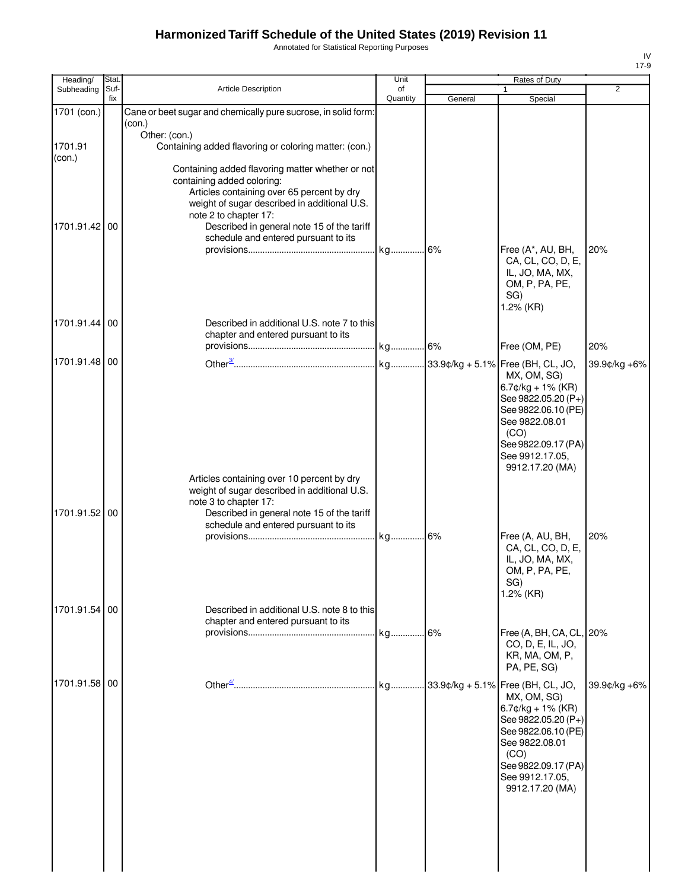# Harmonized Tariff Schedule of the United States (2019) Revision 11

Annotated for Statistical Reporting Purposes

IV
17-9

| Heading/ Subheading | Stat. Suf- fix | Article Description | Unit of Quantity | Rates of Duty 1 General | Special | 2 |
|---|---|---|---|---|---|---|
| 1701 (con.) | | Cane or beet sugar and chemically pure sucrose, in solid form: (con.) | | | | |
| | | Other: (con.) | | | | |
| 1701.91 (con.) | | Containing added flavoring or coloring matter: (con.) | | | | |
| | | Containing added flavoring matter whether or not containing added coloring: | | | | |
| | | Articles containing over 65 percent by dry weight of sugar described in additional U.S. note 2 to chapter 17: | | | | |
| 1701.91.42 | 00 | Described in general note 15 of the tariff schedule and entered pursuant to its provisions | kg | 6% | Free (A*, AU, BH, CA, CL, CO, D, E, IL, JO, MA, MX, OM, P, PA, PE, SG) 1.2% (KR) | 20% |
| 1701.91.44 | 00 | Described in additional U.S. note 7 to this chapter and entered pursuant to its provisions | kg | 6% | Free (OM, PE) | 20% |
| 1701.91.48 | 00 | Other[3/] | kg | 33.9¢/kg + 5.1% | Free (BH, CL, JO, MX, OM, SG) 6.7¢/kg + 1% (KR) See 9822.05.20 (P+) See 9822.06.10 (PE) See 9822.08.01 (CO) See 9822.09.17 (PA) See 9912.17.05, 9912.17.20 (MA) | 39.9¢/kg +6% |
| | | Articles containing over 10 percent by dry weight of sugar described in additional U.S. note 3 to chapter 17: | | | | |
| 1701.91.52 | 00 | Described in general note 15 of the tariff schedule and entered pursuant to its provisions | kg | 6% | Free (A, AU, BH, CA, CL, CO, D, E, IL, JO, MA, MX, OM, P, PA, PE, SG) 1.2% (KR) | 20% |
| 1701.91.54 | 00 | Described in additional U.S. note 8 to this chapter and entered pursuant to its provisions | kg | 6% | Free (A, BH, CA, CL, CO, D, E, IL, JO, KR, MA, OM, P, PA, PE, SG) | 20% |
| 1701.91.58 | 00 | Other[4/] | kg | 33.9¢/kg + 5.1% | Free (BH, CL, JO, MX, OM, SG) 6.7¢/kg + 1% (KR) See 9822.05.20 (P+) See 9822.06.10 (PE) See 9822.08.01 (CO) See 9822.09.17 (PA) See 9912.17.05, 9912.17.20 (MA) | 39.9¢/kg +6% |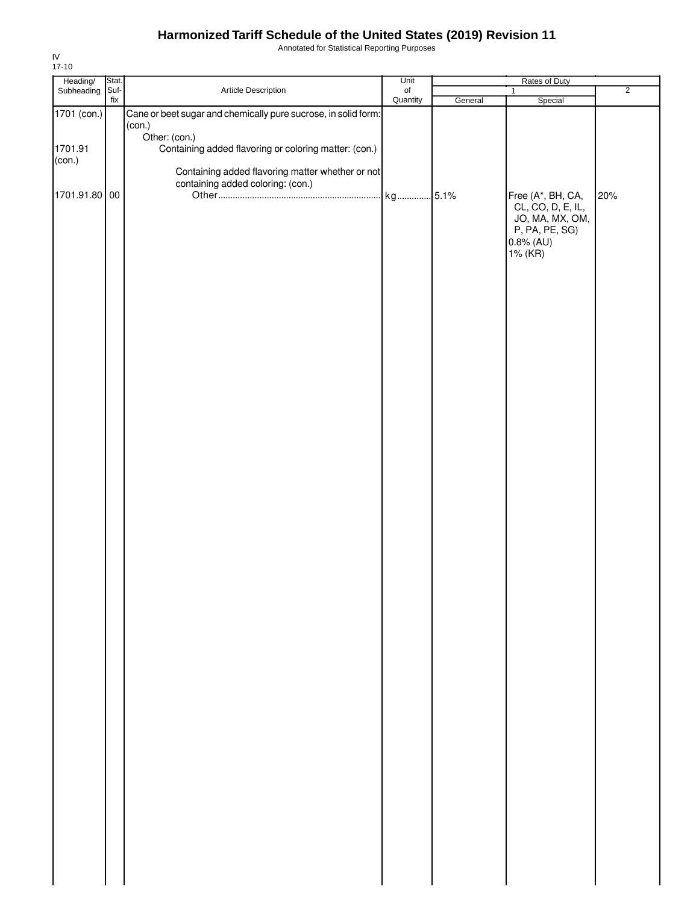# Harmonized Tariff Schedule of the United States (2019) Revision 11

Annotated for Statistical Reporting Purposes

IV
17-10

| Heading/ Subheading | Stat. Suf-fix | Article Description | Unit of Quantity | Rates of Duty 1 General | Special | 2 |
|---|---|---|---|---|---|---|
| 1701 (con.) | | Cane or beet sugar and chemically pure sucrose, in solid form: (con.) | | | | |
| | | Other: (con.) | | | | |
| 1701.91 (con.) | | Containing added flavoring or coloring matter: (con.) | | | | |
| | | Containing added flavoring matter whether or not containing added coloring: (con.) | | | | |
| 1701.91.80 | 00 | Other | kg | 5.1% | Free (A*, BH, CA, CL, CO, D, E, IL, JO, MA, MX, OM, P, PA, PE, SG)<br>0.8% (AU)<br>1% (KR) | 20% |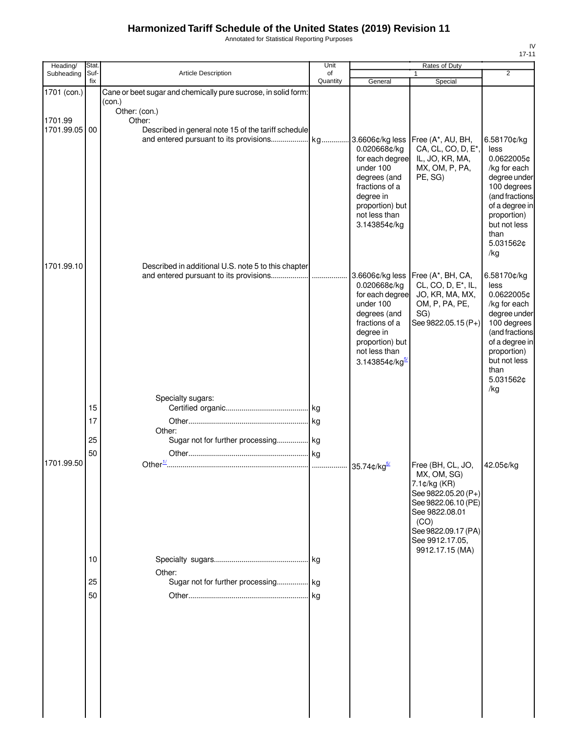# Harmonized Tariff Schedule of the United States (2019) Revision 11

Annotated for Statistical Reporting Purposes

| Heading/ Subheading | Stat. Suf-fix | Article Description | Unit of Quantity | Rates of Duty 1 General | Rates of Duty 1 Special | Rates of Duty 2 |
|---|---|---|---|---|---|---|
| 1701 (con.) | | Cane or beet sugar and chemically pure sucrose, in solid form: (con.) | | | | |
| | | Other: (con.) | | | | |
| 1701.99 | | Other: | | | | |
| 1701.99.05 | 00 | Described in general note 15 of the tariff schedule and entered pursuant to its provisions | kg | 3.6606¢/kg less 0.020668¢/kg for each degree under 100 degrees (and fractions of a degree in proportion) but not less than 3.143854¢/kg | Free (A*, AU, BH, CA, CL, CO, D, E*, IL, JO, KR, MA, MX, OM, P, PA, PE, SG) | 6.58170¢/kg less 0.0622005¢/kg for each degree under 100 degrees (and fractions of a degree in proportion) but not less than 5.031562¢/kg |
| 1701.99.10 | | Described in additional U.S. note 5 to this chapter and entered pursuant to its provisions | | 3.6606¢/kg less 0.020668¢/kg for each degree under 100 degrees (and fractions of a degree in proportion) but not less than 3.143854¢/kg[5/] | Free (A*, BH, CA, CL, CO, D, E*, IL, JO, KR, MA, MX, OM, P, PA, PE, SG) See 9822.05.15 (P+) | 6.58170¢/kg less 0.0622005¢/kg for each degree under 100 degrees (and fractions of a degree in proportion) but not less than 5.031562¢/kg |
| | | Specialty sugars: | | | | |
| | 15 | Certified organic | kg | | | |
| | 17 | Other | kg | | | |
| | | Other: | | | | |
| | 25 | Sugar not for further processing | kg | | | |
| | 50 | Other | kg | | | |
| 1701.99.50 | | Other[1/] | | 35.74¢/kg[5/] | Free (BH, CL, JO, MX, OM, SG) 7.1¢/kg (KR) See 9822.05.20 (P+) See 9822.06.10 (PE) See 9822.08.01 (CO) See 9822.09.17 (PA) See 9912.17.05, 9912.17.15 (MA) | 42.05¢/kg |
| | 10 | Specialty sugars | kg | | | |
| | | Other: | | | | |
| | 25 | Sugar not for further processing | kg | | | |
| | 50 | Other | kg | | | |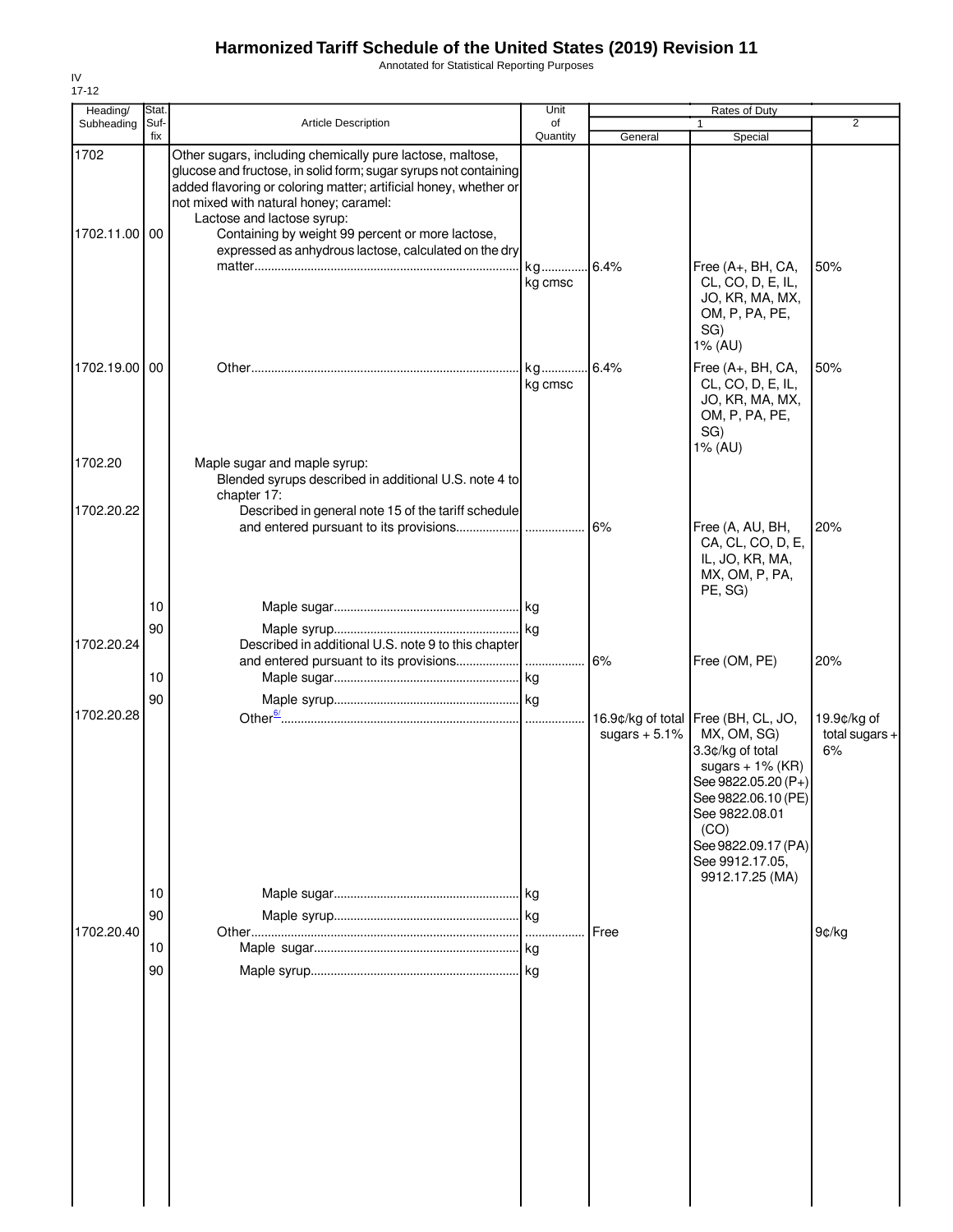# Harmonized Tariff Schedule of the United States (2019) Revision 11

Annotated for Statistical Reporting Purposes

IV
17-12

| Heading/ Subheading | Stat. Suf- fix | Article Description | Unit of Quantity | Rates of Duty 1 General | Special | 2 |
|---|---|---|---|---|---|---|
| 1702 | | Other sugars, including chemically pure lactose, maltose, glucose and fructose, in solid form; sugar syrups not containing added flavoring or coloring matter; artificial honey, whether or not mixed with natural honey; caramel: | | | | |
| | | Lactose and lactose syrup: | | | | |
| 1702.11.00 | 00 | Containing by weight 99 percent or more lactose, expressed as anhydrous lactose, calculated on the dry matter | kg<br>kg cmsc | 6.4% | Free (A+, BH, CA, CL, CO, D, E, IL, JO, KR, MA, MX, OM, P, PA, PE, SG)<br>1% (AU) | 50% |
| 1702.19.00 | 00 | Other | kg<br>kg cmsc | 6.4% | Free (A+, BH, CA, CL, CO, D, E, IL, JO, KR, MA, MX, OM, P, PA, PE, SG)<br>1% (AU) | 50% |
| 1702.20 | | Maple sugar and maple syrup: | | | | |
| | | Blended syrups described in additional U.S. note 4 to chapter 17: | | | | |
| 1702.20.22 | | Described in general note 15 of the tariff schedule and entered pursuant to its provisions | | 6% | Free (A, AU, BH, CA, CL, CO, D, E, IL, JO, KR, MA, MX, OM, P, PA, PE, SG) | 20% |
| | 10 | Maple sugar | kg | | | |
| | 90 | Maple syrup | kg | | | |
| 1702.20.24 | | Described in additional U.S. note 9 to this chapter and entered pursuant to its provisions | | 6% | Free (OM, PE) | 20% |
| | 10 | Maple sugar | kg | | | |
| | 90 | Maple syrup | kg | | | |
| 1702.20.28 | | Other[6/] | | 16.9¢/kg of total sugars + 5.1% | Free (BH, CL, JO, MX, OM, SG)<br>3.3¢/kg of total sugars + 1% (KR)<br>See 9822.05.20 (P+)<br>See 9822.06.10 (PE)<br>See 9822.08.01 (CO)<br>See 9822.09.17 (PA)<br>See 9912.17.05, 9912.17.25 (MA) | 19.9¢/kg of total sugars + 6% |
| | 10 | Maple sugar | kg | | | |
| | 90 | Maple syrup | kg | | | |
| 1702.20.40 | | Other | | Free | | 9¢/kg |
| | 10 | Maple sugar | kg | | | |
| | 90 | Maple syrup | kg | | | |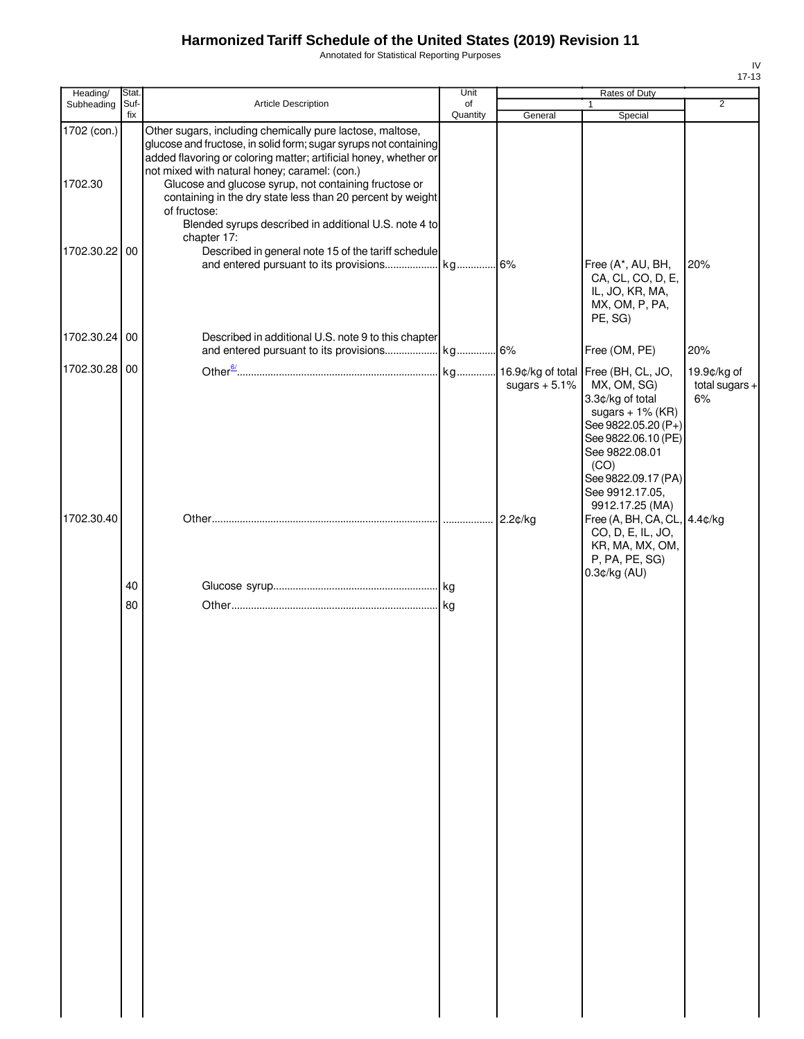# Harmonized Tariff Schedule of the United States (2019) Revision 11

Annotated for Statistical Reporting Purposes

IV
17-13

| Heading/ Subheading | Stat. Suf- fix | Article Description | Unit of Quantity | Rates of Duty 1 General | Special | 2 |
|---|---|---|---|---|---|---|
| 1702 (con.) | | Other sugars, including chemically pure lactose, maltose, glucose and fructose, in solid form; sugar syrups not containing added flavoring or coloring matter; artificial honey, whether or not mixed with natural honey; caramel: (con.) | | | | |
| 1702.30 | | Glucose and glucose syrup, not containing fructose or containing in the dry state less than 20 percent by weight of fructose: | | | | |
| | | Blended syrups described in additional U.S. note 4 to chapter 17: | | | | |
| 1702.30.22 | 00 | Described in general note 15 of the tariff schedule and entered pursuant to its provisions | kg | 6% | Free (A*, AU, BH, CA, CL, CO, D, E, IL, JO, KR, MA, MX, OM, P, PA, PE, SG) | 20% |
| 1702.30.24 | 00 | Described in additional U.S. note 9 to this chapter and entered pursuant to its provisions | kg | 6% | Free (OM, PE) | 20% |
| 1702.30.28 | 00 | Other[6/] | kg | 16.9¢/kg of total sugars + 5.1% | Free (BH, CL, JO, MX, OM, SG) 3.3¢/kg of total sugars + 1% (KR) See 9822.05.20 (P+) See 9822.06.10 (PE) See 9822.08.01 (CO) See 9822.09.17 (PA) See 9912.17.05, 9912.17.25 (MA) | 19.9¢/kg of total sugars + 6% |
| 1702.30.40 | | Other | | 2.2¢/kg | Free (A, BH, CA, CL, CO, D, E, IL, JO, KR, MA, MX, OM, P, PA, PE, SG) 0.3¢/kg (AU) | 4.4¢/kg |
| | 40 | Glucose syrup | kg | | | |
| | 80 | Other | kg | | | |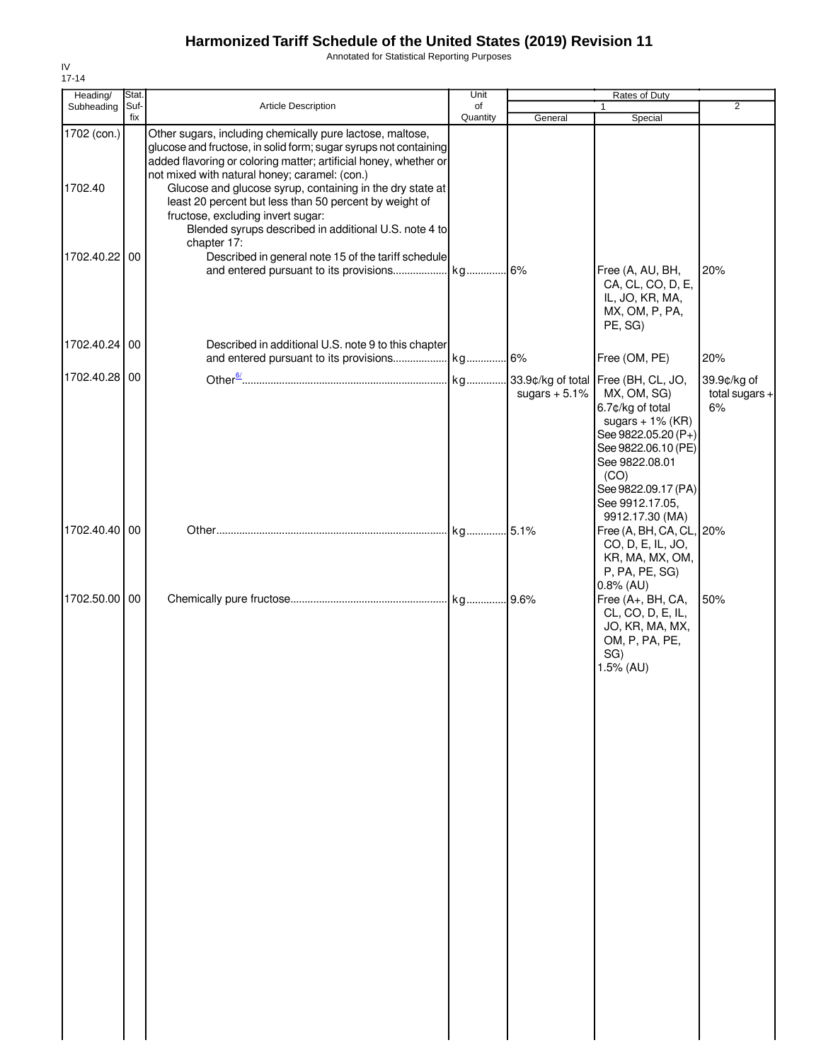# Harmonized Tariff Schedule of the United States (2019) Revision 11

Annotated for Statistical Reporting Purposes

IV
17-14

| Heading/ Subheading | Stat. Suf- fix | Article Description | Unit of Quantity | Rates of Duty 1 General | Special | 2 |
|---|---|---|---|---|---|---|
| 1702 (con.) | | Other sugars, including chemically pure lactose, maltose, glucose and fructose, in solid form; sugar syrups not containing added flavoring or coloring matter; artificial honey, whether or not mixed with natural honey; caramel: (con.) | | | | |
| 1702.40 | | Glucose and glucose syrup, containing in the dry state at least 20 percent but less than 50 percent by weight of fructose, excluding invert sugar: | | | | |
| | | Blended syrups described in additional U.S. note 4 to chapter 17: | | | | |
| 1702.40.22 | 00 | Described in general note 15 of the tariff schedule and entered pursuant to its provisions | kg | 6% | Free (A, AU, BH, CA, CL, CO, D, E, IL, JO, KR, MA, MX, OM, P, PA, PE, SG) | 20% |
| 1702.40.24 | 00 | Described in additional U.S. note 9 to this chapter and entered pursuant to its provisions | kg | 6% | Free (OM, PE) | 20% |
| 1702.40.28 | 00 | Other[6/] | kg | 33.9¢/kg of total sugars + 5.1% | Free (BH, CL, JO, MX, OM, SG)<br>6.7¢/kg of total sugars + 1% (KR)<br>See 9822.05.20 (P+)<br>See 9822.06.10 (PE)<br>See 9822.08.01 (CO)<br>See 9822.09.17 (PA)<br>See 9912.17.05, 9912.17.30 (MA) | 39.9¢/kg of total sugars + 6% |
| 1702.40.40 | 00 | Other | kg | 5.1% | Free (A, BH, CA, CL, CO, D, E, IL, JO, KR, MA, MX, OM, P, PA, PE, SG)<br>0.8% (AU) | 20% |
| 1702.50.00 | 00 | Chemically pure fructose | kg | 9.6% | Free (A+, BH, CA, CL, CO, D, E, IL, JO, KR, MA, MX, OM, P, PA, PE, SG)<br>1.5% (AU) | 50% |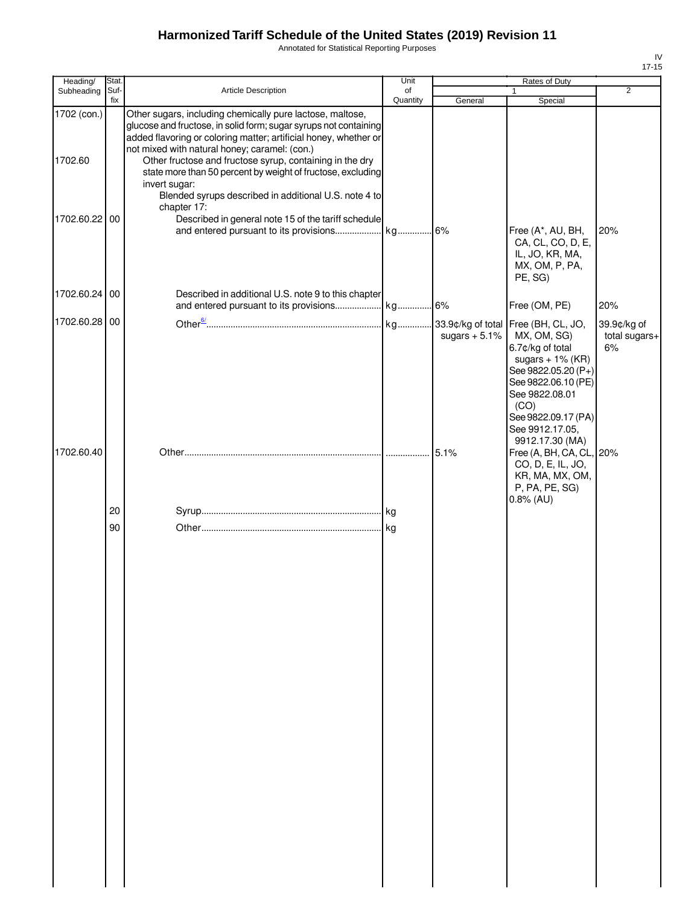# Harmonized Tariff Schedule of the United States (2019) Revision 11

Annotated for Statistical Reporting Purposes

IV
17-15

| Heading/ Subheading | Stat. Suf- fix | Article Description | Unit of Quantity | Rates of Duty 1 General | Special | 2 |
|---|---|---|---|---|---|---|
| 1702 (con.) | | Other sugars, including chemically pure lactose, maltose, glucose and fructose, in solid form; sugar syrups not containing added flavoring or coloring matter; artificial honey, whether or not mixed with natural honey; caramel: (con.) | | | | |
| 1702.60 | | Other fructose and fructose syrup, containing in the dry state more than 50 percent by weight of fructose, excluding invert sugar: | | | | |
| | | Blended syrups described in additional U.S. note 4 to chapter 17: | | | | |
| 1702.60.22 | 00 | Described in general note 15 of the tariff schedule and entered pursuant to its provisions | kg | 6% | Free (A*, AU, BH, CA, CL, CO, D, E, IL, JO, KR, MA, MX, OM, P, PA, PE, SG) | 20% |
| 1702.60.24 | 00 | Described in additional U.S. note 9 to this chapter and entered pursuant to its provisions | kg | 6% | Free (OM, PE) | 20% |
| 1702.60.28 | 00 | Other[6/] | kg | 33.9¢/kg of total sugars + 5.1% | Free (BH, CL, JO, MX, OM, SG) 6.7¢/kg of total sugars + 1% (KR) See 9822.05.20 (P+) See 9822.06.10 (PE) See 9822.08.01 (CO) See 9822.09.17 (PA) See 9912.17.05, 9912.17.30 (MA) | 39.9¢/kg of total sugars+ 6% |
| 1702.60.40 | | Other | | 5.1% | Free (A, BH, CA, CL, CO, D, E, IL, JO, KR, MA, MX, OM, P, PA, PE, SG) 0.8% (AU) | 20% |
| | 20 | Syrup | kg | | | |
| | 90 | Other | kg | | | |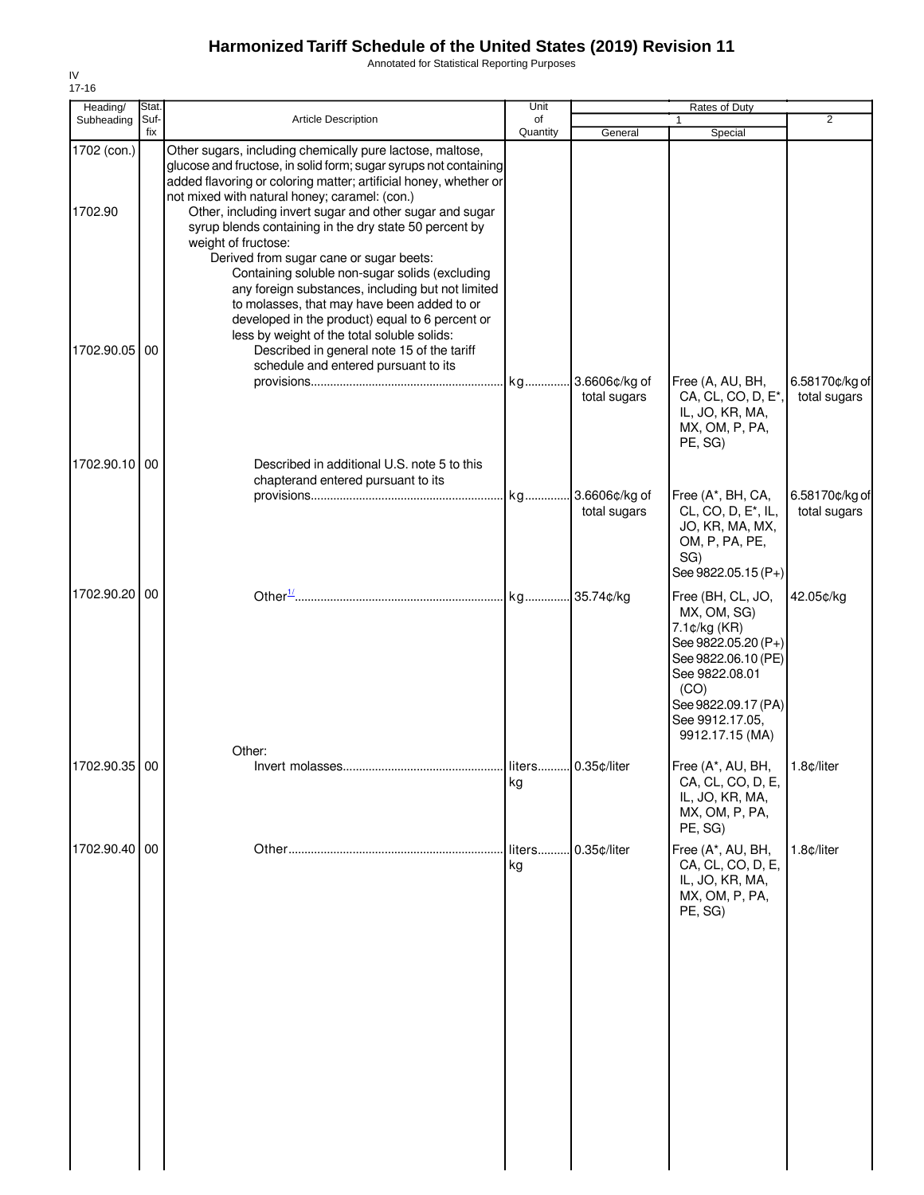# Harmonized Tariff Schedule of the United States (2019) Revision 11

Annotated for Statistical Reporting Purposes

IV
17-16

| Heading/ Subheading | Stat. Suf-fix | Article Description | Unit of Quantity | Rates of Duty 1 General | Rates of Duty 1 Special | Rates of Duty 2 |
|---|---|---|---|---|---|---|
| 1702 (con.) | | Other sugars, including chemically pure lactose, maltose, glucose and fructose, in solid form; sugar syrups not containing added flavoring or coloring matter; artificial honey, whether or not mixed with natural honey; caramel: (con.) | | | | |
| 1702.90 | | Other, including invert sugar and other sugar and sugar syrup blends containing in the dry state 50 percent by weight of fructose: | | | | |
| | | Derived from sugar cane or sugar beets: | | | | |
| | | Containing soluble non-sugar solids (excluding any foreign substances, including but not limited to molasses, that may have been added to or developed in the product) equal to 6 percent or less by weight of the total soluble solids: | | | | |
| 1702.90.05 | 00 | Described in general note 15 of the tariff schedule and entered pursuant to its provisions | kg | 3.6606¢/kg of total sugars | Free (A, AU, BH, CA, CL, CO, D, E*, IL, JO, KR, MA, MX, OM, P, PA, PE, SG) | 6.58170¢/kg of total sugars |
| 1702.90.10 | 00 | Described in additional U.S. note 5 to this chapterand entered pursuant to its provisions | kg | 3.6606¢/kg of total sugars | Free (A*, BH, CA, CL, CO, D, E*, IL, JO, KR, MA, MX, OM, P, PA, PE, SG) See 9822.05.15 (P+) | 6.58170¢/kg of total sugars |
| 1702.90.20 | 00 | Other[1/] | kg | 35.74¢/kg | Free (BH, CL, JO, MX, OM, SG) 7.1¢/kg (KR) See 9822.05.20 (P+) See 9822.06.10 (PE) See 9822.08.01 (CO) See 9822.09.17 (PA) See 9912.17.05, 9912.17.15 (MA) | 42.05¢/kg |
| | | Other: | | | | |
| 1702.90.35 | 00 | Invert molasses | liters kg | 0.35¢/liter | Free (A*, AU, BH, CA, CL, CO, D, E, IL, JO, KR, MA, MX, OM, P, PA, PE, SG) | 1.8¢/liter |
| 1702.90.40 | 00 | Other | liters kg | 0.35¢/liter | Free (A*, AU, BH, CA, CL, CO, D, E, IL, JO, KR, MA, MX, OM, P, PA, PE, SG) | 1.8¢/liter |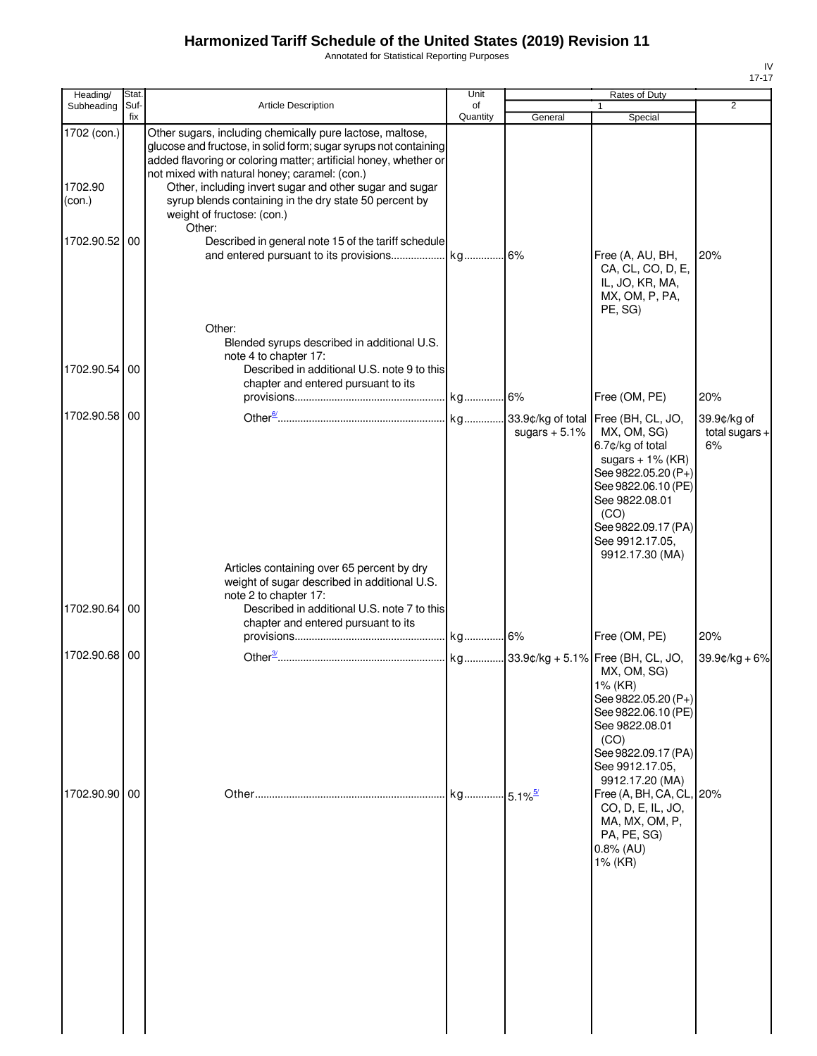# Harmonized Tariff Schedule of the United States (2019) Revision 11

Annotated for Statistical Reporting Purposes

IV
17-17

| Heading/ Subheading | Stat. Suf- fix | Article Description | Unit of Quantity | Rates of Duty 1 General | Special | 2 |
|---|---|---|---|---|---|---|
| 1702 (con.) | | Other sugars, including chemically pure lactose, maltose, glucose and fructose, in solid form; sugar syrups not containing added flavoring or coloring matter; artificial honey, whether or not mixed with natural honey; caramel: (con.) | | | | |
| 1702.90 (con.) | | Other, including invert sugar and other sugar and sugar syrup blends containing in the dry state 50 percent by weight of fructose: (con.) | | | | |
| | | Other: | | | | |
| 1702.90.52 | 00 | Described in general note 15 of the tariff schedule and entered pursuant to its provisions | kg | 6% | Free (A, AU, BH, CA, CL, CO, D, E, IL, JO, KR, MA, MX, OM, P, PA, PE, SG) | 20% |
| | | Other: | | | | |
| | | Blended syrups described in additional U.S. note 4 to chapter 17: | | | | |
| 1702.90.54 | 00 | Described in additional U.S. note 9 to this chapter and entered pursuant to its provisions | kg | 6% | Free (OM, PE) | 20% |
| 1702.90.58 | 00 | Other[6/] | kg | 33.9¢/kg of total sugars + 5.1% | Free (BH, CL, JO, MX, OM, SG) 6.7¢/kg of total sugars + 1% (KR) See 9822.05.20 (P+) See 9822.06.10 (PE) See 9822.08.01 (CO) See 9822.09.17 (PA) See 9912.17.05, 9912.17.30 (MA) | 39.9¢/kg of total sugars + 6% |
| | | Articles containing over 65 percent by dry weight of sugar described in additional U.S. note 2 to chapter 17: | | | | |
| 1702.90.64 | 00 | Described in additional U.S. note 7 to this chapter and entered pursuant to its provisions | kg | 6% | Free (OM, PE) | 20% |
| 1702.90.68 | 00 | Other[3/] | kg | 33.9¢/kg + 5.1% | Free (BH, CL, JO, MX, OM, SG) 1% (KR) See 9822.05.20 (P+) See 9822.06.10 (PE) See 9822.08.01 (CO) See 9822.09.17 (PA) See 9912.17.05, 9912.17.20 (MA) | 39.9¢/kg + 6% |
| 1702.90.90 | 00 | Other | kg | 5.1%[5/] | Free (A, BH, CA, CL, CO, D, E, IL, JO, MA, MX, OM, P, PA, PE, SG) 0.8% (AU) 1% (KR) | 20% |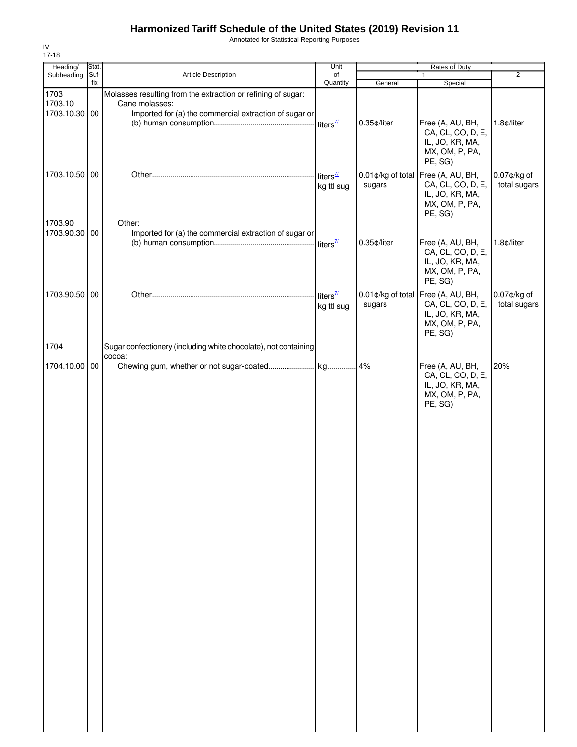# Harmonized Tariff Schedule of the United States (2019) Revision 11

Annotated for Statistical Reporting Purposes

IV
17-18

| Heading/ Subheading | Stat. Suf- fix | Article Description | Unit of Quantity | Rates of Duty 1 General | Special | 2 |
|---|---|---|---|---|---|---|
| 1703 | | Molasses resulting from the extraction or refining of sugar: | | | | |
| 1703.10 | | Cane molasses: | | | | |
| 1703.10.30 | 00 | Imported for (a) the commercial extraction of sugar or (b) human consumption | liters[7/] | 0.35¢/liter | Free (A, AU, BH, CA, CL, CO, D, E, IL, JO, KR, MA, MX, OM, P, PA, PE, SG) | 1.8¢/liter |
| 1703.10.50 | 00 | Other | liters[7/] kg ttl sug | 0.01¢/kg of total sugars | Free (A, AU, BH, CA, CL, CO, D, E, IL, JO, KR, MA, MX, OM, P, PA, PE, SG) | 0.07¢/kg of total sugars |
| 1703.90 | | Other: | | | | |
| 1703.90.30 | 00 | Imported for (a) the commercial extraction of sugar or (b) human consumption | liters[7/] | 0.35¢/liter | Free (A, AU, BH, CA, CL, CO, D, E, IL, JO, KR, MA, MX, OM, P, PA, PE, SG) | 1.8¢/liter |
| 1703.90.50 | 00 | Other | liters[7/] kg ttl sug | 0.01¢/kg of total sugars | Free (A, AU, BH, CA, CL, CO, D, E, IL, JO, KR, MA, MX, OM, P, PA, PE, SG) | 0.07¢/kg of total sugars |
| 1704 | | Sugar confectionery (including white chocolate), not containing cocoa: | | | | |
| 1704.10.00 | 00 | Chewing gum, whether or not sugar-coated | kg | 4% | Free (A, AU, BH, CA, CL, CO, D, E, IL, JO, KR, MA, MX, OM, P, PA, PE, SG) | 20% |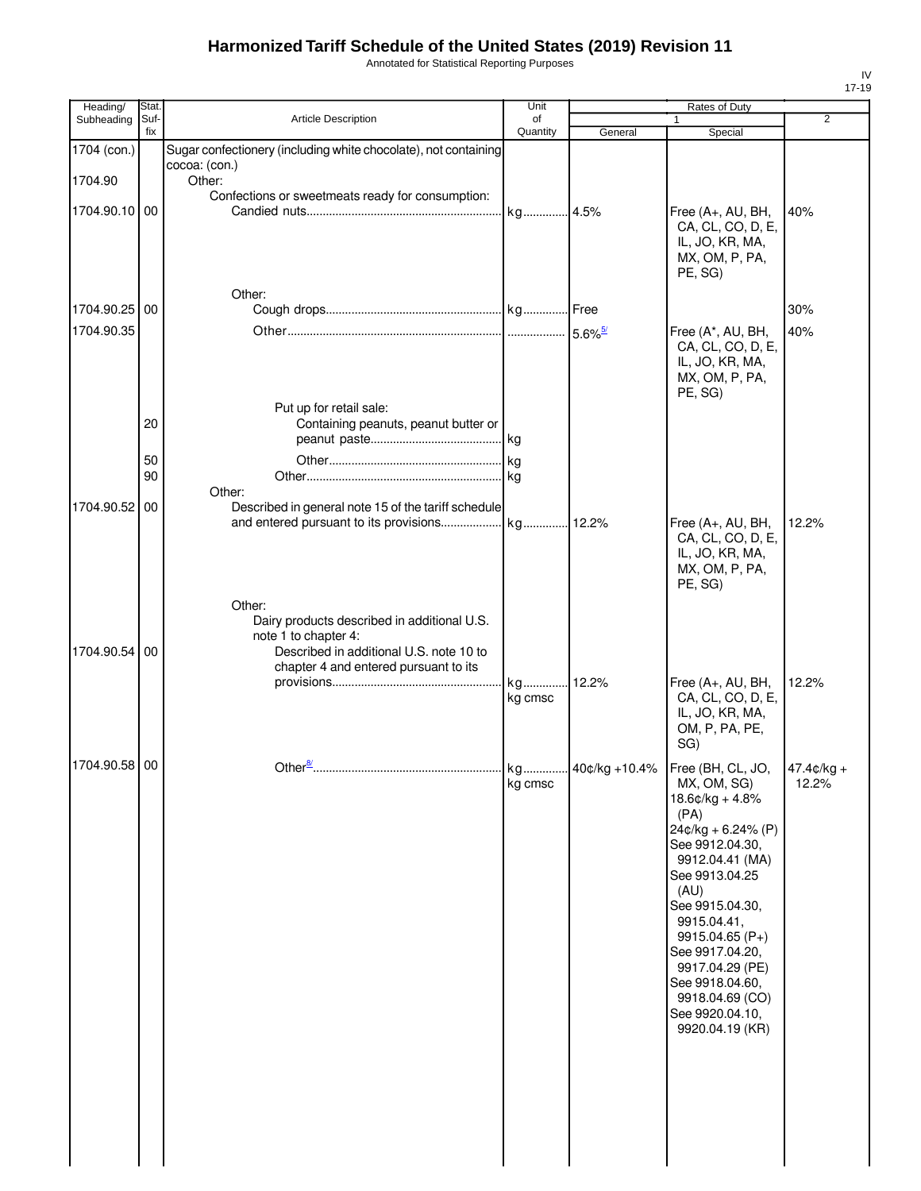# Harmonized Tariff Schedule of the United States (2019) Revision 11

Annotated for Statistical Reporting Purposes

IV
17-19

| Heading/ Subheading | Stat. Suf-fix | Article Description | Unit of Quantity | Rates of Duty 1 General | Special | 2 |
|---|---|---|---|---|---|---|
| 1704 (con.) | | Sugar confectionery (including white chocolate), not containing cocoa: (con.) | | | | |
| 1704.90 | | Other: | | | | |
| | | Confections or sweetmeats ready for consumption: | | | | |
| 1704.90.10 | 00 | Candied nuts | kg | 4.5% | Free (A+, AU, BH, CA, CL, CO, D, E, IL, JO, KR, MA, MX, OM, P, PA, PE, SG) | 40% |
| | | Other: | | | | |
| 1704.90.25 | 00 | Cough drops | kg | Free | | 30% |
| 1704.90.35 | | Other | | 5.6%[5/] | Free (A*, AU, BH, CA, CL, CO, D, E, IL, JO, KR, MA, MX, OM, P, PA, PE, SG) | 40% |
| | | Put up for retail sale: | | | | |
| | 20 | Containing peanuts, peanut butter or peanut paste | kg | | | |
| | 50 | Other | kg | | | |
| | 90 | Other | kg | | | |
| | | Other: | | | | |
| 1704.90.52 | 00 | Described in general note 15 of the tariff schedule and entered pursuant to its provisions | kg | 12.2% | Free (A+, AU, BH, CA, CL, CO, D, E, IL, JO, KR, MA, MX, OM, P, PA, PE, SG) | 12.2% |
| | | Other: | | | | |
| | | Dairy products described in additional U.S. note 1 to chapter 4: | | | | |
| 1704.90.54 | 00 | Described in additional U.S. note 10 to chapter 4 and entered pursuant to its provisions | kg<br>kg cmsc | 12.2% | Free (A+, AU, BH, CA, CL, CO, D, E, IL, JO, KR, MA, OM, P, PA, PE, SG) | 12.2% |
| 1704.90.58 | 00 | Other[8/] | kg<br>kg cmsc | 40¢/kg +10.4% | Free (BH, CL, JO, MX, OM, SG)<br>18.6¢/kg + 4.8% (PA)<br>24¢/kg + 6.24% (P)<br>See 9912.04.30, 9912.04.41 (MA)<br>See 9913.04.25 (AU)<br>See 9915.04.30, 9915.04.41, 9915.04.65 (P+)<br>See 9917.04.20, 9917.04.29 (PE)<br>See 9918.04.60, 9918.04.69 (CO)<br>See 9920.04.10, 9920.04.19 (KR) | 47.4¢/kg + 12.2% |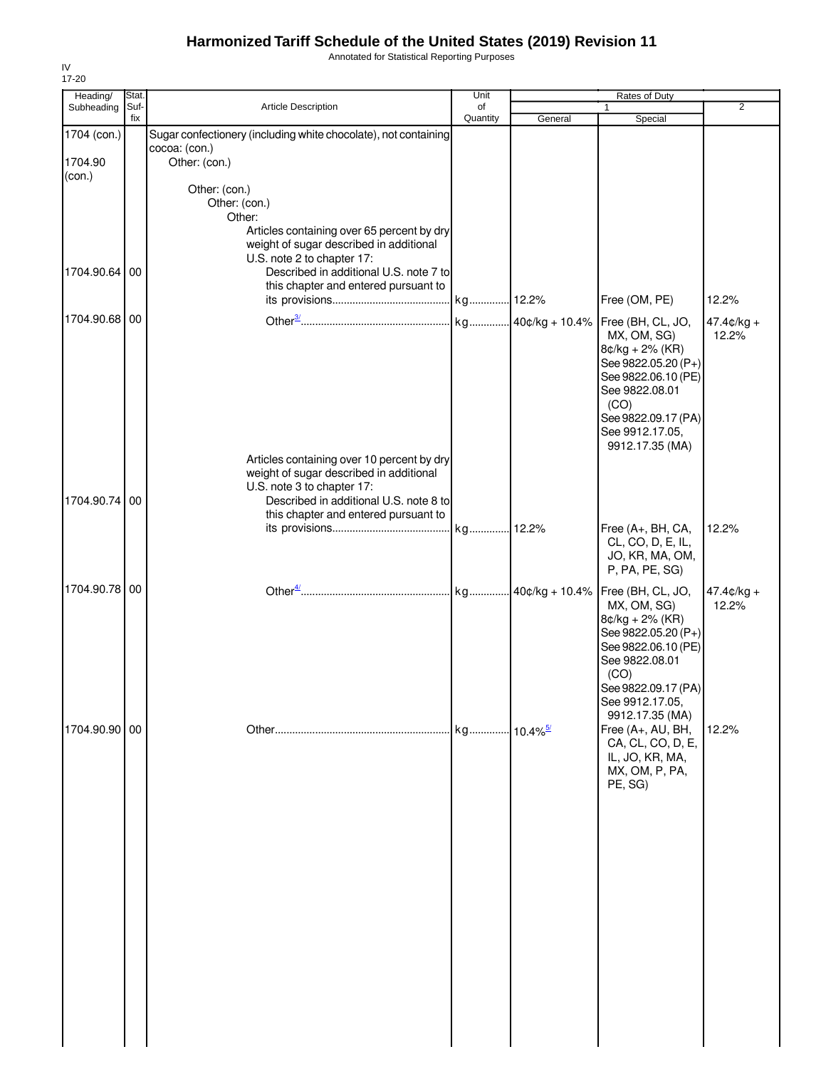# Harmonized Tariff Schedule of the United States (2019) Revision 11

Annotated for Statistical Reporting Purposes

IV
17-20

| Heading/ Subheading | Stat. Suf- fix | Article Description | Unit of Quantity | Rates of Duty 1 General | Special | 2 |
|---|---|---|---|---|---|---|
| 1704 (con.) | | Sugar confectionery (including white chocolate), not containing cocoa: (con.) | | | | |
| 1704.90 (con.) | | Other: (con.) | | | | |
| | | Other: (con.) | | | | |
| | | Other: (con.) | | | | |
| | | Other: | | | | |
| | | Articles containing over 65 percent by dry weight of sugar described in additional U.S. note 2 to chapter 17: | | | | |
| 1704.90.64 | 00 | Described in additional U.S. note 7 to this chapter and entered pursuant to its provisions | kg | 12.2% | Free (OM, PE) | 12.2% |
| 1704.90.68 | 00 | Other[3/] | kg | 40¢/kg + 10.4% | Free (BH, CL, JO, MX, OM, SG) 8¢/kg + 2% (KR) See 9822.05.20 (P+) See 9822.06.10 (PE) See 9822.08.01 (CO) See 9822.09.17 (PA) See 9912.17.05, 9912.17.35 (MA) | 47.4¢/kg + 12.2% |
| | | Articles containing over 10 percent by dry weight of sugar described in additional U.S. note 3 to chapter 17: | | | | |
| 1704.90.74 | 00 | Described in additional U.S. note 8 to this chapter and entered pursuant to its provisions | kg | 12.2% | Free (A+, BH, CA, CL, CO, D, E, IL, JO, KR, MA, OM, P, PA, PE, SG) | 12.2% |
| 1704.90.78 | 00 | Other[4/] | kg | 40¢/kg + 10.4% | Free (BH, CL, JO, MX, OM, SG) 8¢/kg + 2% (KR) See 9822.05.20 (P+) See 9822.06.10 (PE) See 9822.08.01 (CO) See 9822.09.17 (PA) See 9912.17.05, 9912.17.35 (MA) | 47.4¢/kg + 12.2% |
| 1704.90.90 | 00 | Other | kg | 10.4%[5/] | Free (A+, AU, BH, CA, CL, CO, D, E, IL, JO, KR, MA, MX, OM, P, PA, PE, SG) | 12.2% |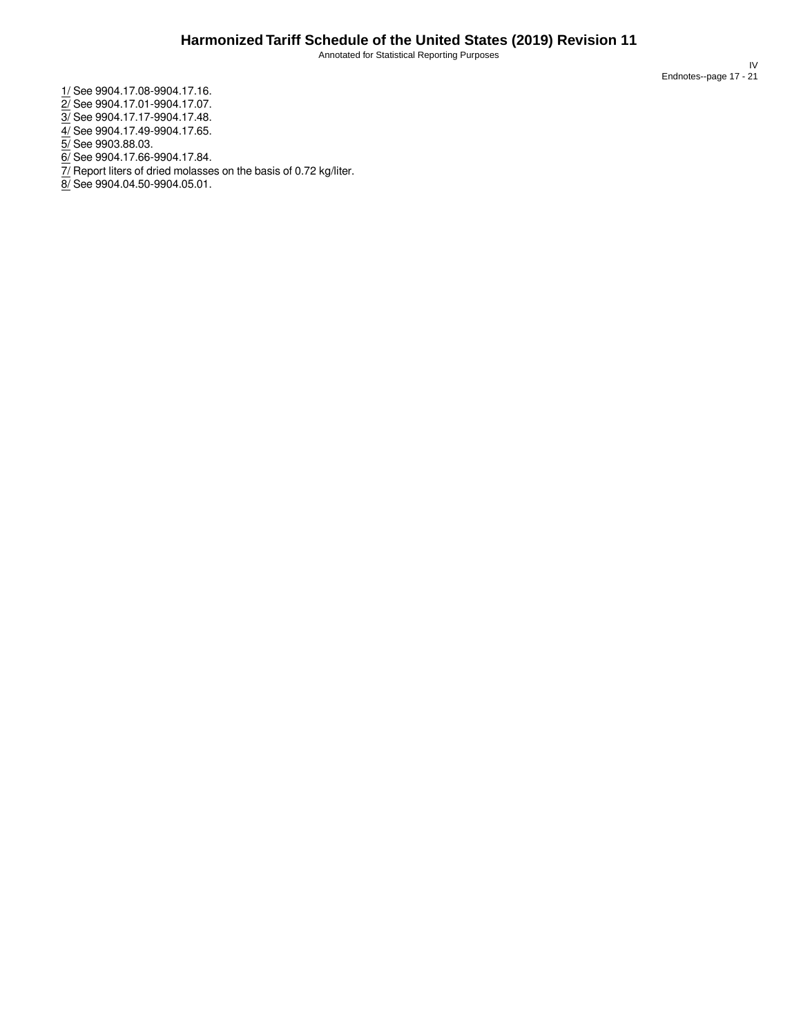1/ See 9904.17.08-9904.17.16.
2/ See 9904.17.01-9904.17.07.
3/ See 9904.17.17-9904.17.48.
4/ See 9904.17.49-9904.17.65.
5/ See 9903.88.03.
6/ See 9904.17.66-9904.17.84.
7/ Report liters of dried molasses on the basis of 0.72 kg/liter.
8/ See 9904.04.50-9904.05.01.